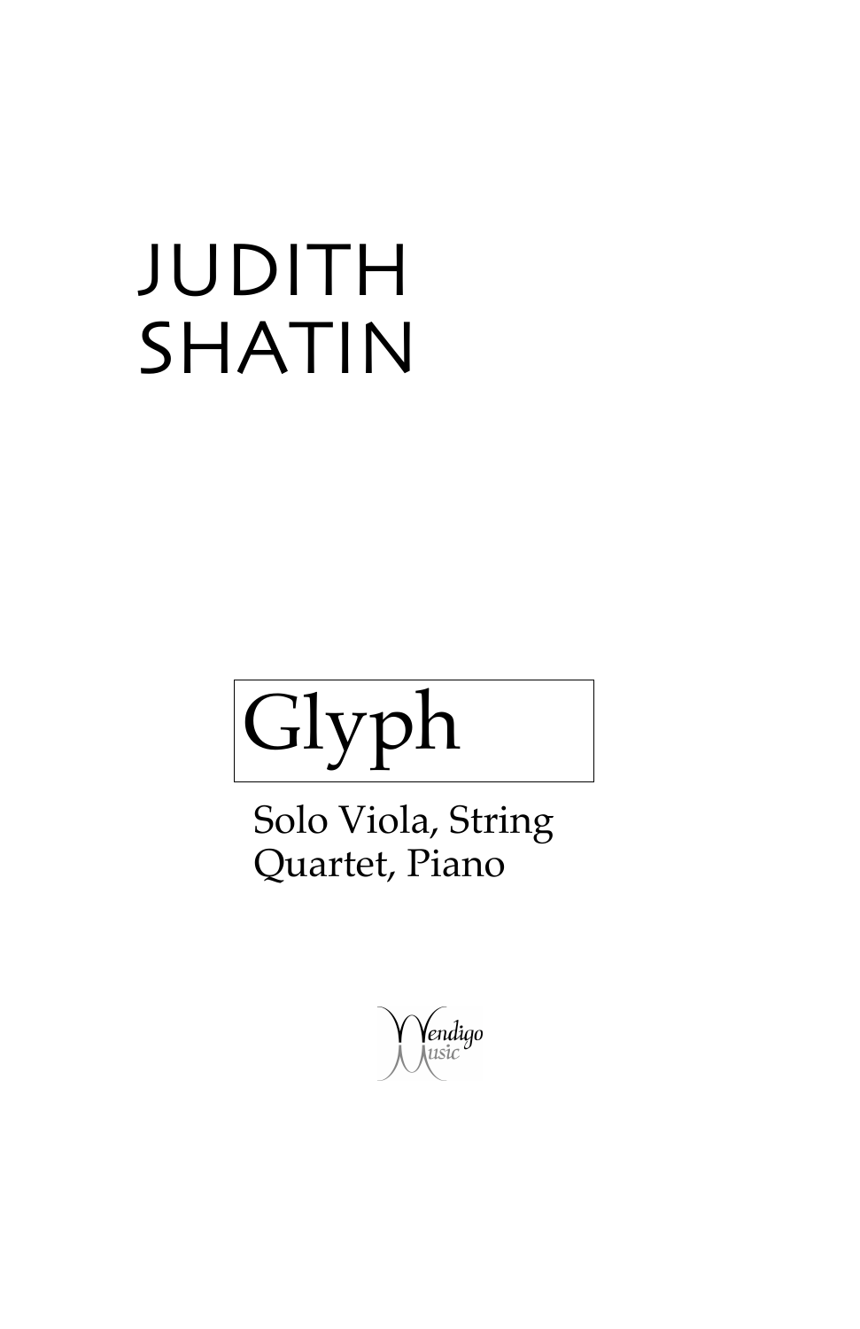# JUDITH SHATIN

# Glyph

Solo Viola, String Quartet, Piano

Wendigo Music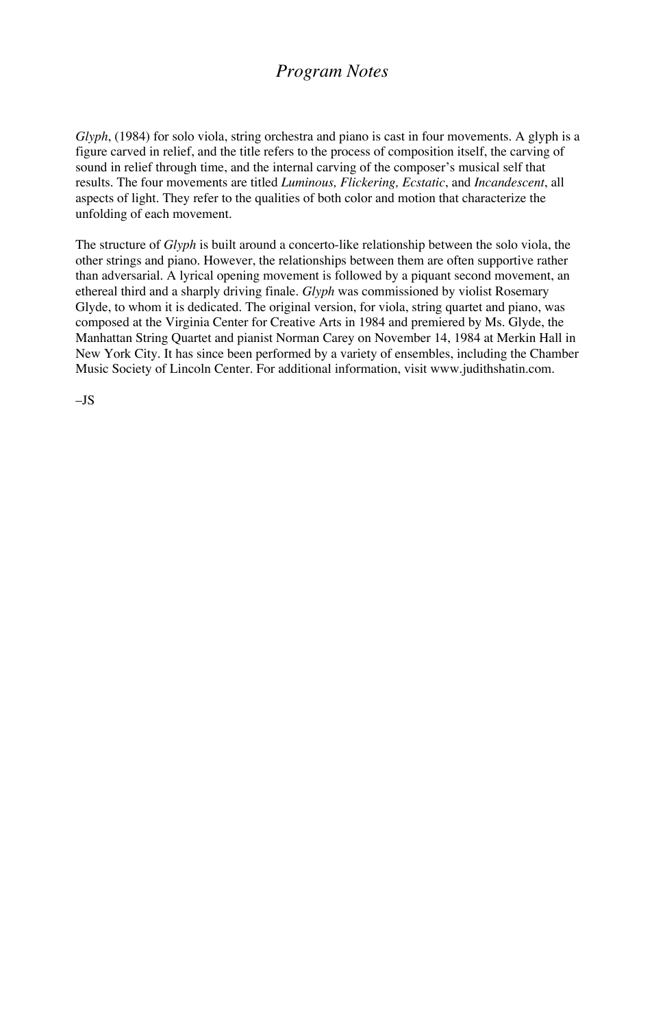# *Program Notes*

*Glyph*, (1984) for solo viola, string orchestra and piano is cast in four movements. A glyph is a figure carved in relief, and the title refers to the process of composition itself, the carving of sound in relief through time, and the internal carving of the composer's musical self that results. The four movements are titled *Luminous, Flickering, Ecstatic*, and *Incandescent*, all aspects of light. They refer to the qualities of both color and motion that characterize the unfolding of each movement.

The structure of *Glyph* is built around a concerto-like relationship between the solo viola, the other strings and piano. However, the relationships between them are often supportive rather than adversarial. A lyrical opening movement is followed by a piquant second movement, an ethereal third and a sharply driving finale. *Glyph* was commissioned by violist Rosemary Glyde, to whom it is dedicated. The original version, for viola, string quartet and piano, was composed at the Virginia Center for Creative Arts in 1984 and premiered by Ms. Glyde, the Manhattan String Quartet and pianist Norman Carey on November 14, 1984 at Merkin Hall in New York City. It has since been performed by a variety of ensembles, including the Chamber Music Society of Lincoln Center. For additional information, visit www.judithshatin.com.

–JS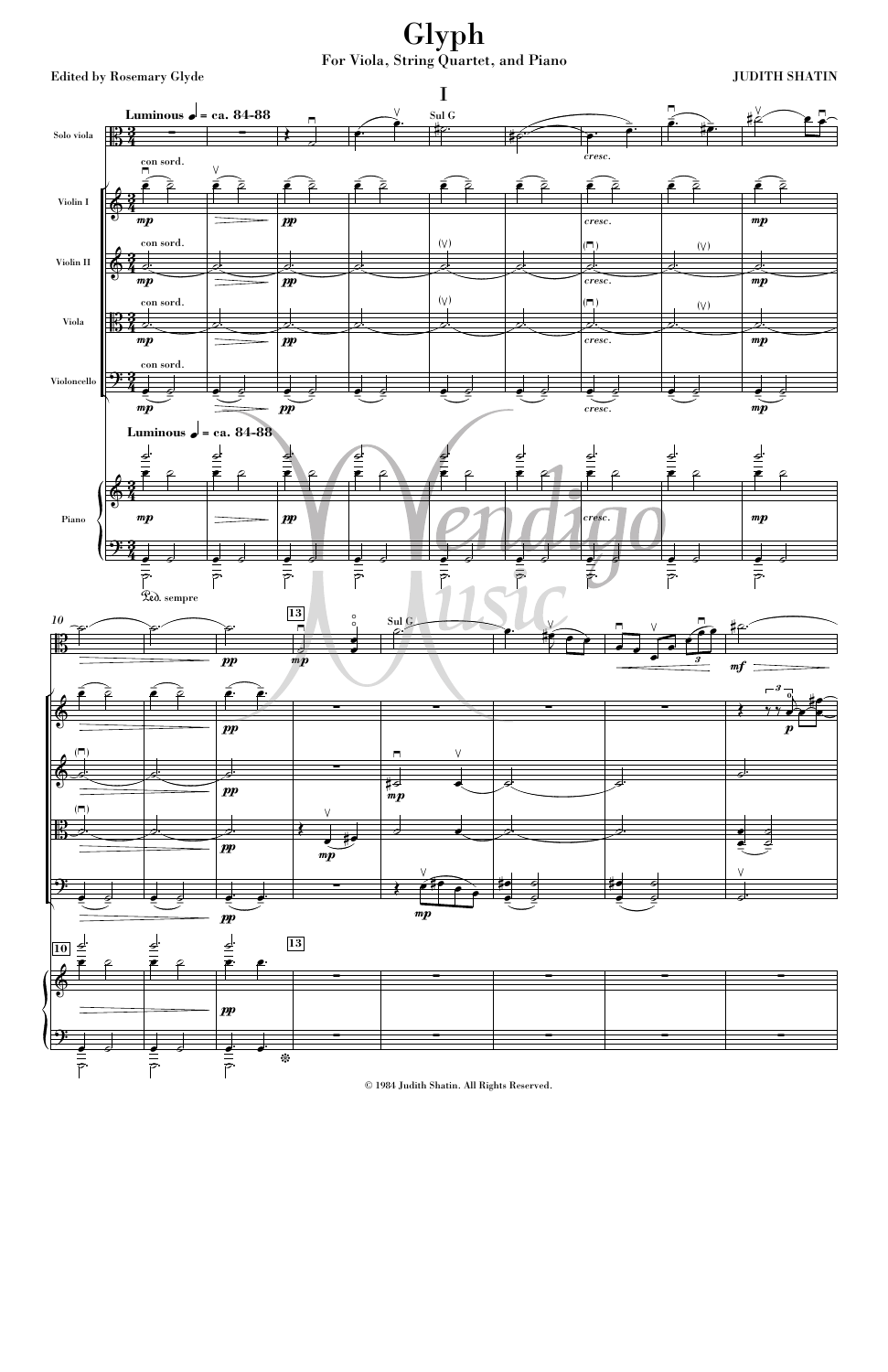# Glyph

For Viola, String Quartet, and Piano

Edited by Rosemary Glyde

JUDITH SHATIN

## I

© 1984 Judith Shatin. All Rights Reserved.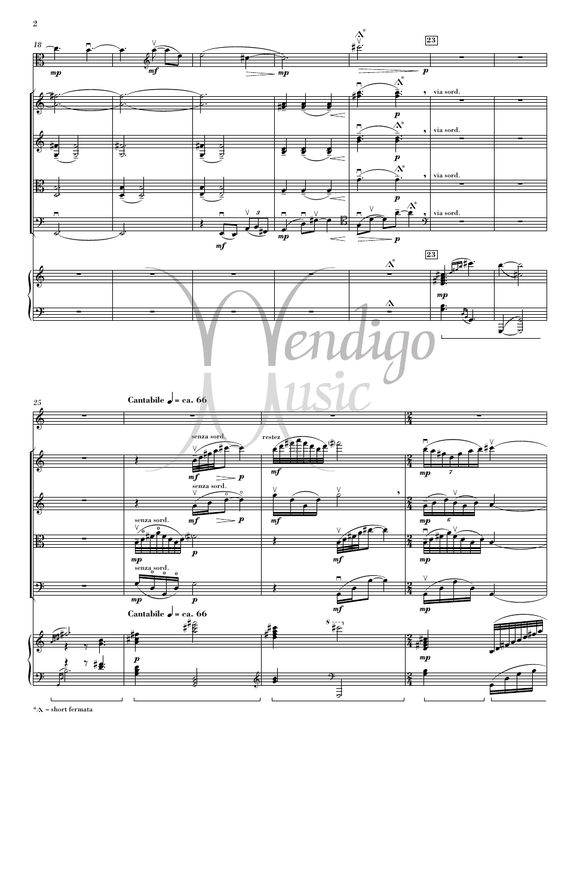*Λ = short fermata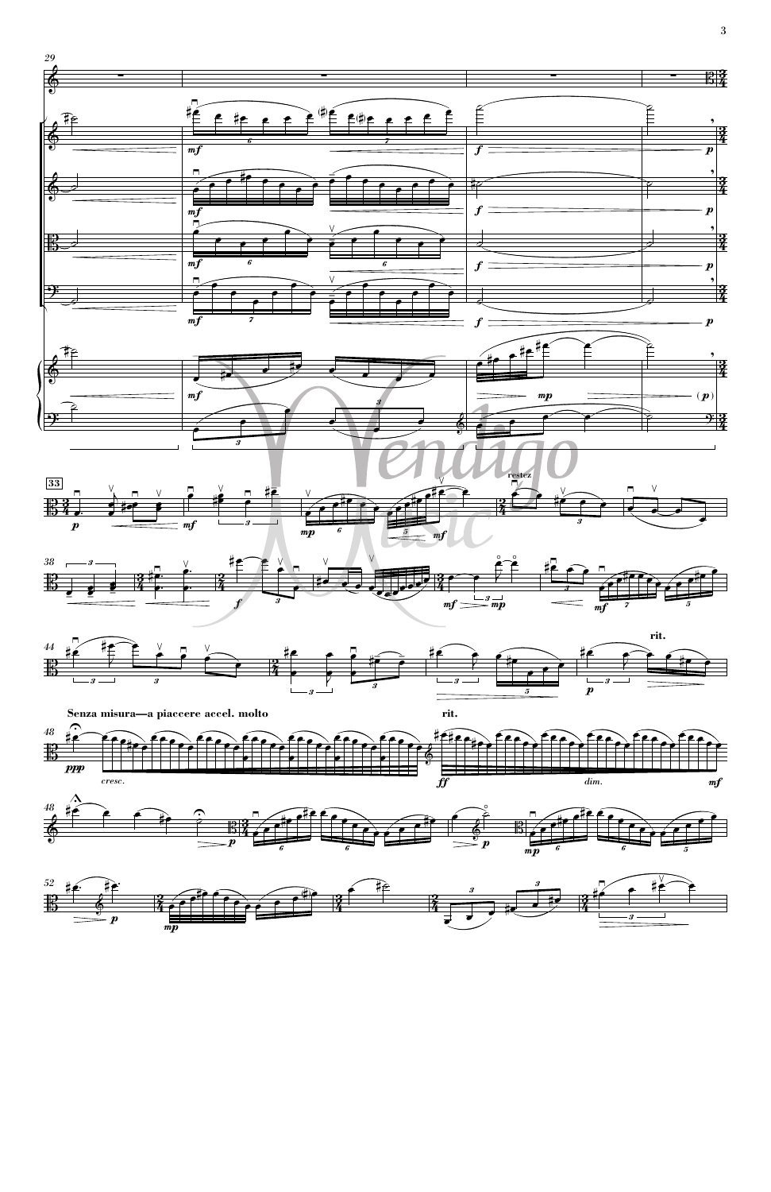Senza misura—a piaccere accel. molto

rit.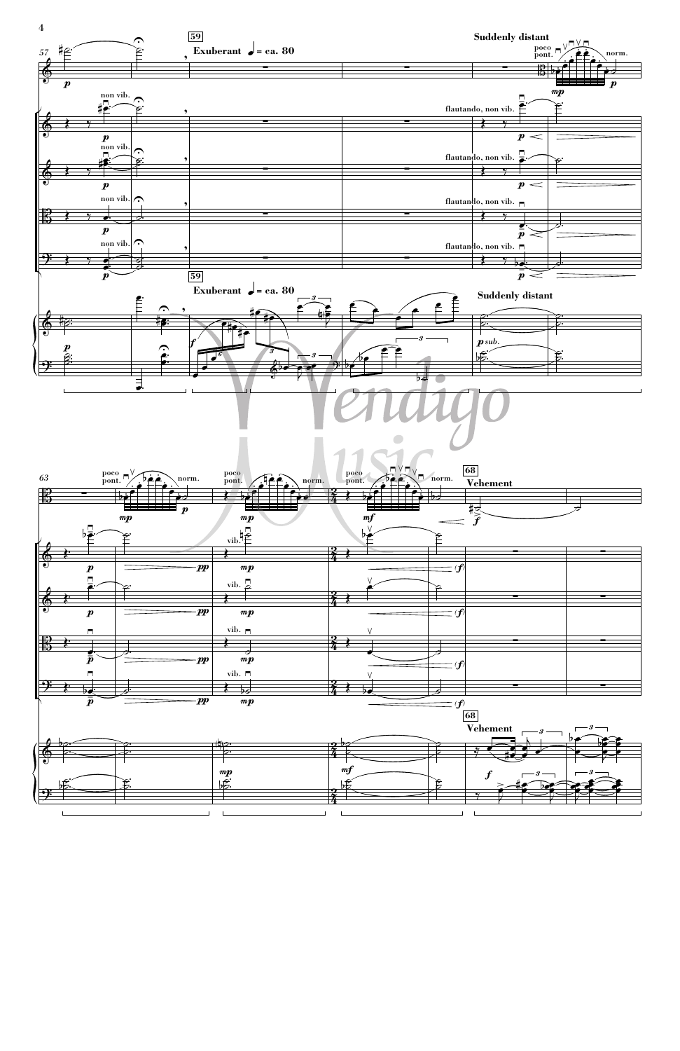**59** Exuberant ♩= ca. 80

Suddenly distant

poco pont. norm.

non vib.

flautando, non vib.

**63**

vib.

**68** Vehement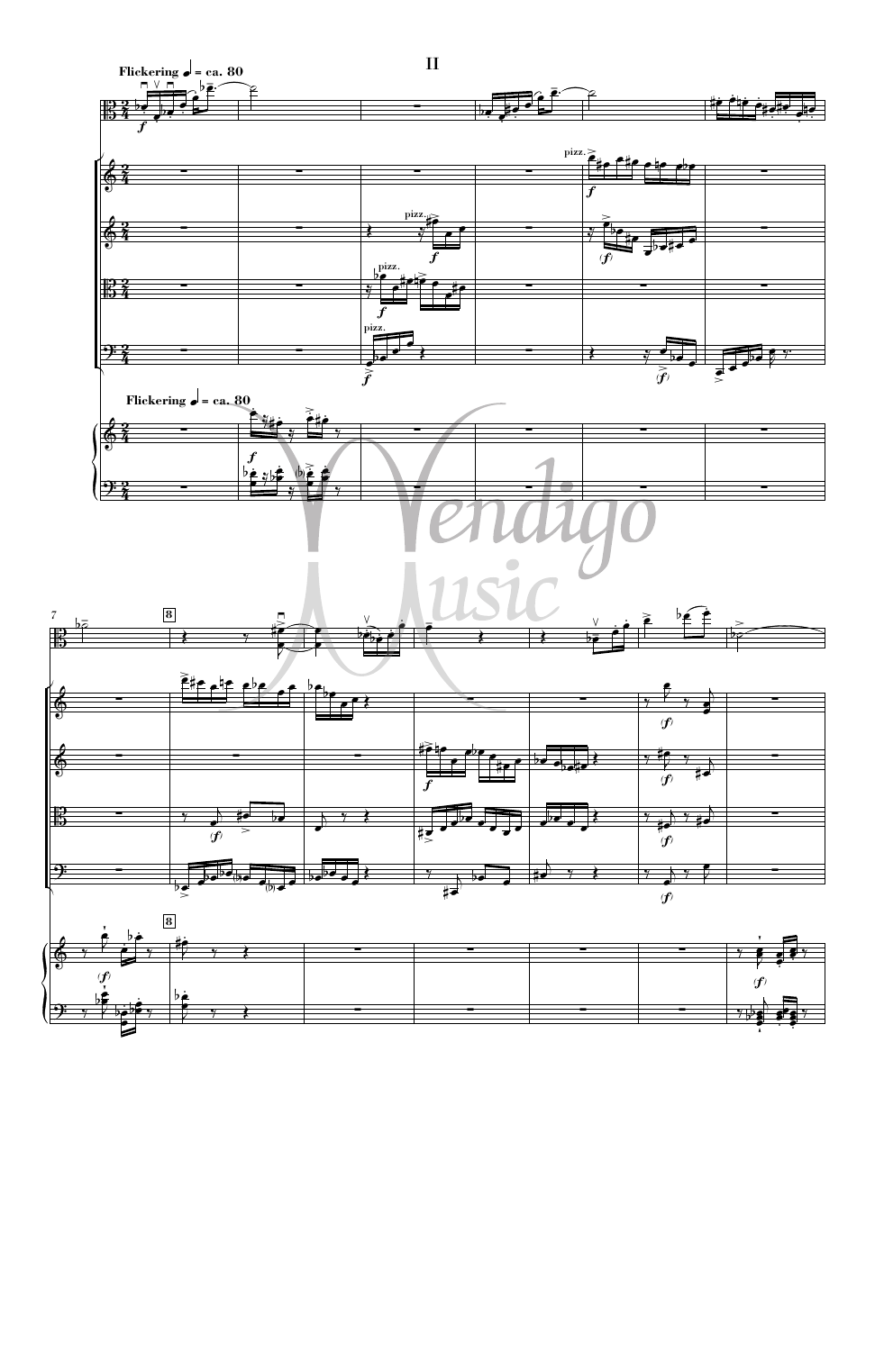# II

Flickering ♩ = ca. 80

Flickering ♩ = ca. 80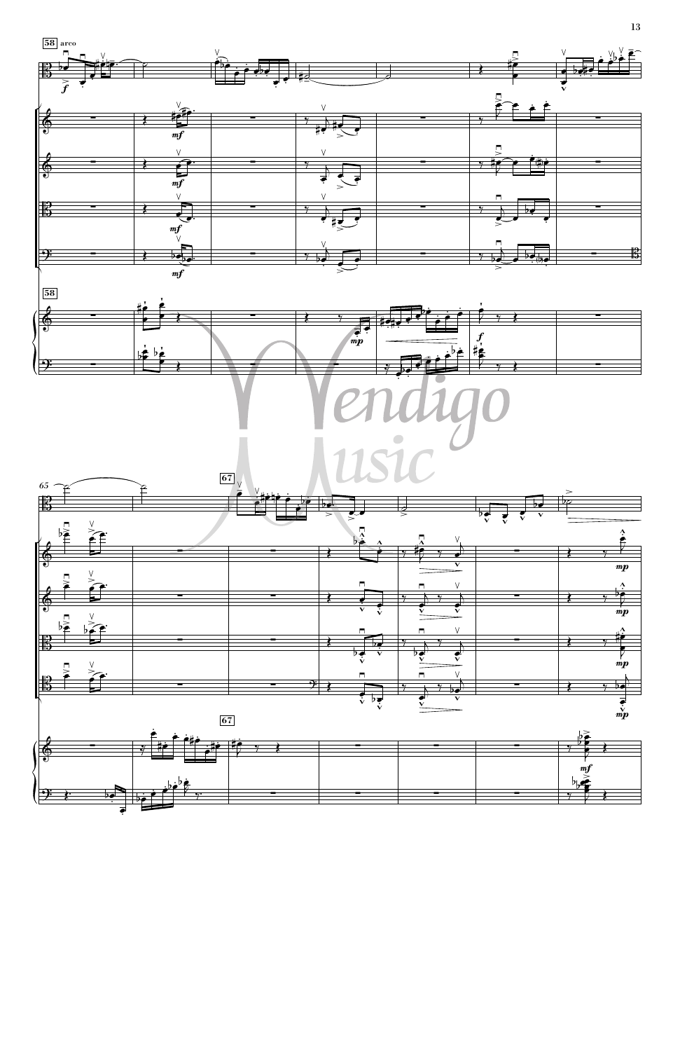58 arco

65

67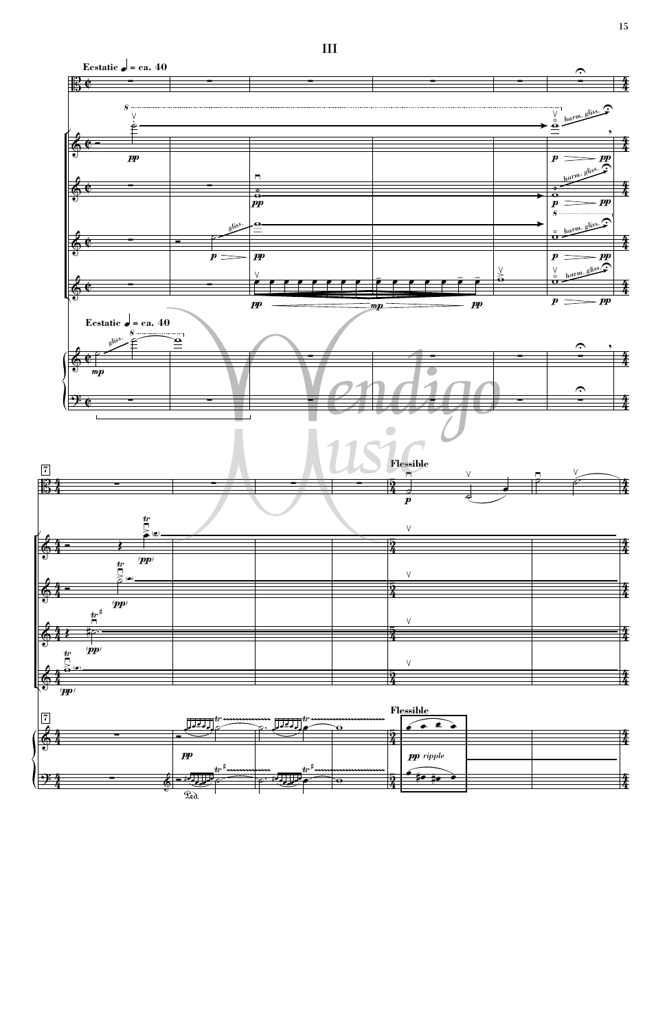# III

**Ecstatic** ♩ = ca. 40

**Flessible**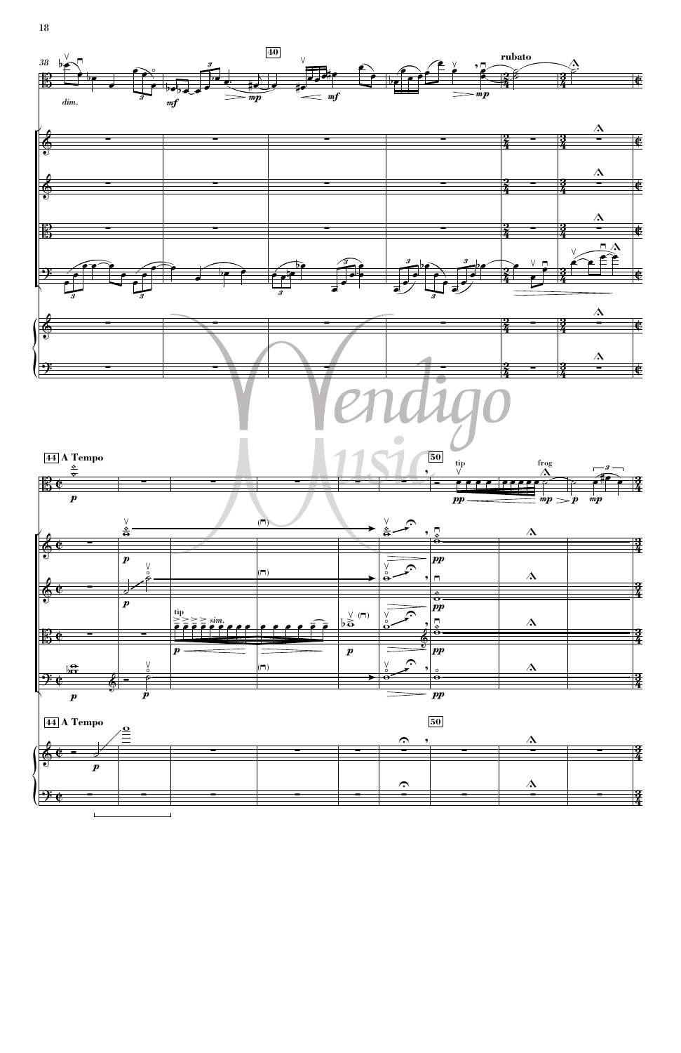rubato

**44** **A Tempo**

**50**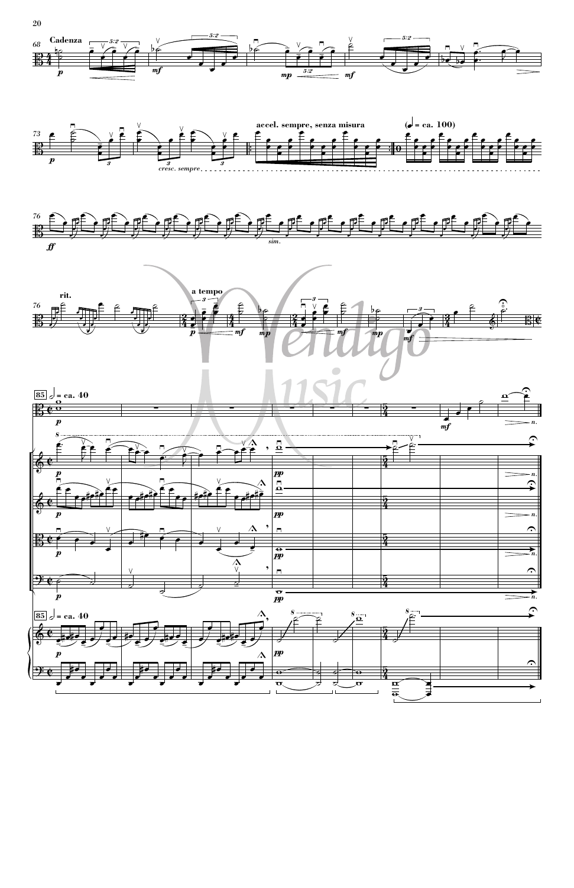Cadenza

accel. sempre, senza misura

(♩ = ca. 100)

cresc. sempre

sim.

rit.

a tempo

85 𝅗𝅥 = ca. 40

85 𝅗𝅥 = ca. 40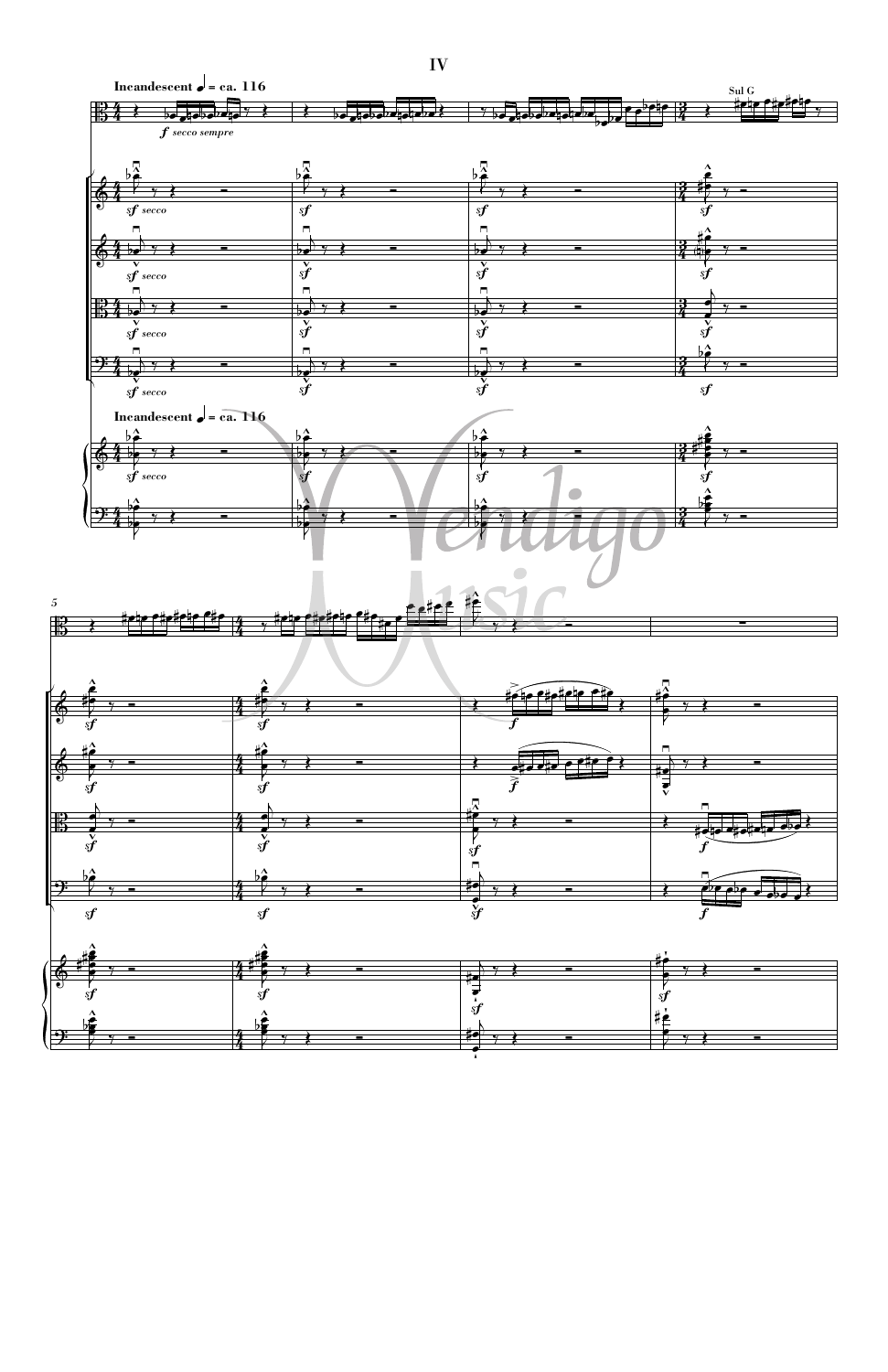# IV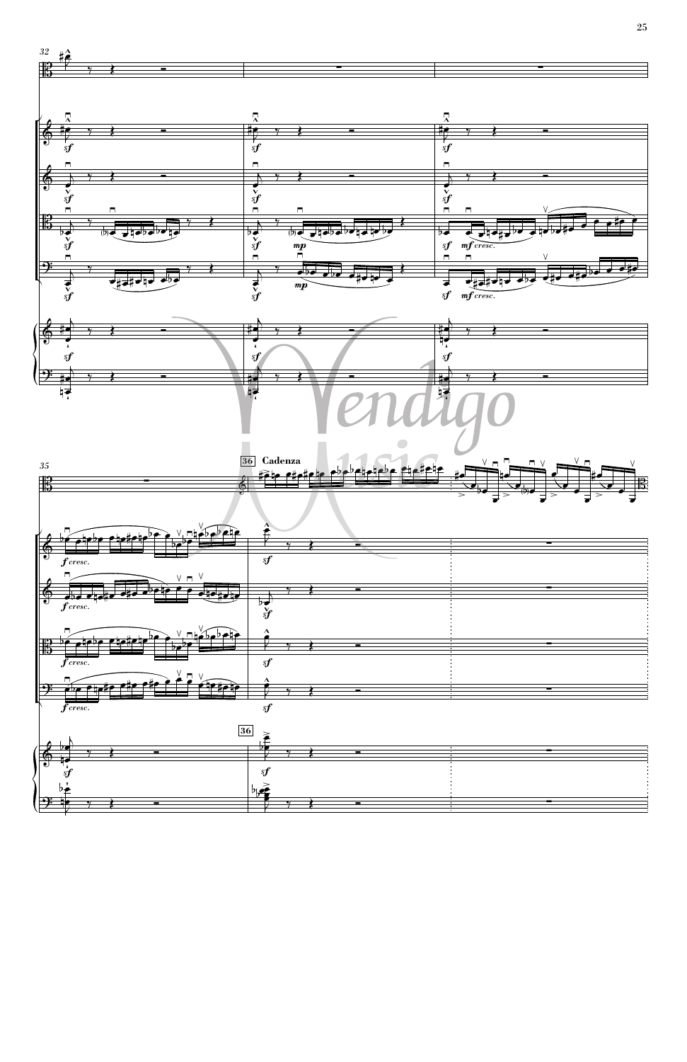**36** **Cadenza**